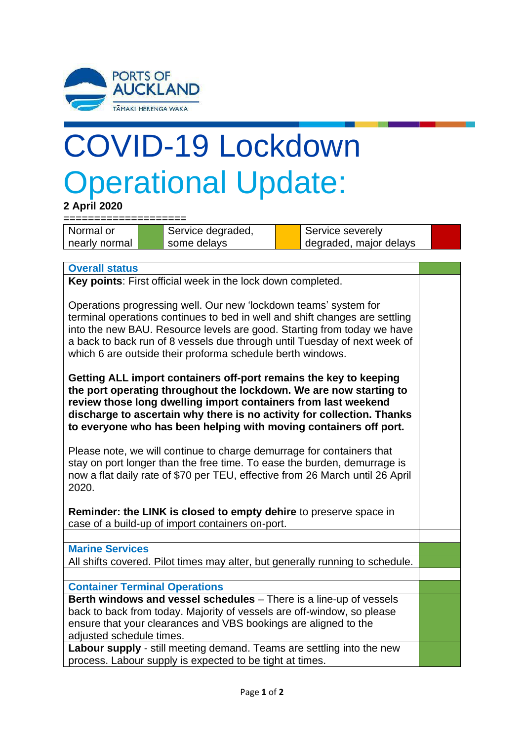# COVID-19 Lockdown

## Operational Update:

**2 April 2020**

====================

| Normal or nearly normal | (green) | Service degraded, some delays | (amber) | Service severely degraded, major delays | (red) |
|---|---|---|---|---|---|

| **Overall status** | (green) |
|---|---|
| **Key points**: First official week in the lock down completed.<br><br>Operations progressing well. Our new 'lockdown teams' system for terminal operations continues to bed in well and shift changes are settling into the new BAU. Resource levels are good. Starting from today we have a back to back run of 8 vessels due through until Tuesday of next week of which 6 are outside their proforma schedule berth windows.<br><br>**Getting ALL import containers off-port remains the key to keeping the port operating throughout the lockdown. We are now starting to review those long dwelling import containers from last weekend discharge to ascertain why there is no activity for collection. Thanks to everyone who has been helping with moving containers off port.**<br><br>Please note, we will continue to charge demurrage for containers that stay on port longer than the free time. To ease the burden, demurrage is now a flat daily rate of $70 per TEU, effective from 26 March until 26 April 2020.<br><br>**Reminder: the LINK is closed to empty dehire** to preserve space in case of a build-up of import containers on-port. | |
| | |
| **Marine Services** | (green) |
| All shifts covered. Pilot times may alter, but generally running to schedule. | (green) |
| | |
| **Container Terminal Operations** | (green) |
| **Berth windows and vessel schedules** – There is a line-up of vessels back to back from today. Majority of vessels are off-window, so please ensure that your clearances and VBS bookings are aligned to the adjusted schedule times. | (green) |
| **Labour supply** - still meeting demand. Teams are settling into the new process. Labour supply is expected to be tight at times. | (green) |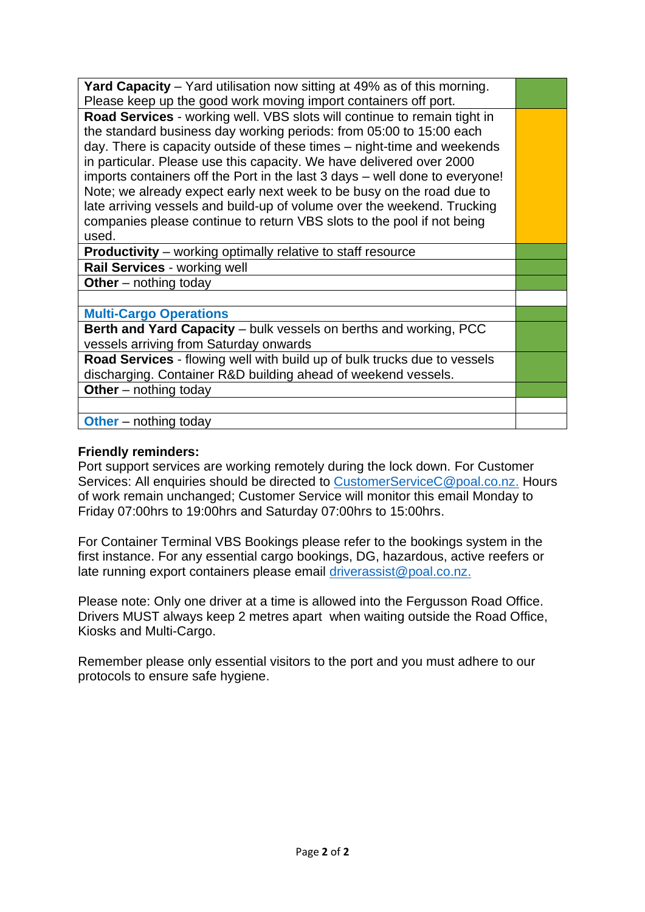| | |
|---|---|
| **Yard Capacity** – Yard utilisation now sitting at 49% as of this morning. Please keep up the good work moving import containers off port. | |
| **Road Services** - working well. VBS slots will continue to remain tight in the standard business day working periods: from 05:00 to 15:00 each day. There is capacity outside of these times – night-time and weekends in particular. Please use this capacity. We have delivered over 2000 imports containers off the Port in the last 3 days – well done to everyone! Note; we already expect early next week to be busy on the road due to late arriving vessels and build-up of volume over the weekend. Trucking companies please continue to return VBS slots to the pool if not being used. | |
| **Productivity** – working optimally relative to staff resource | |
| **Rail Services** - working well | |
| **Other** – nothing today | |
| | |
| **Multi-Cargo Operations** | |
| **Berth and Yard Capacity** – bulk vessels on berths and working, PCC vessels arriving from Saturday onwards | |
| **Road Services** - flowing well with build up of bulk trucks due to vessels discharging. Container R&D building ahead of weekend vessels. | |
| **Other** – nothing today | |
| | |
| **Other** – nothing today | |

**Friendly reminders:**

Port support services are working remotely during the lock down. For Customer Services: All enquiries should be directed to CustomerServiceC@poal.co.nz. Hours of work remain unchanged; Customer Service will monitor this email Monday to Friday 07:00hrs to 19:00hrs and Saturday 07:00hrs to 15:00hrs.

For Container Terminal VBS Bookings please refer to the bookings system in the first instance. For any essential cargo bookings, DG, hazardous, active reefers or late running export containers please email driverassist@poal.co.nz.

Please note: Only one driver at a time is allowed into the Fergusson Road Office. Drivers MUST always keep 2 metres apart when waiting outside the Road Office, Kiosks and Multi-Cargo.

Remember please only essential visitors to the port and you must adhere to our protocols to ensure safe hygiene.